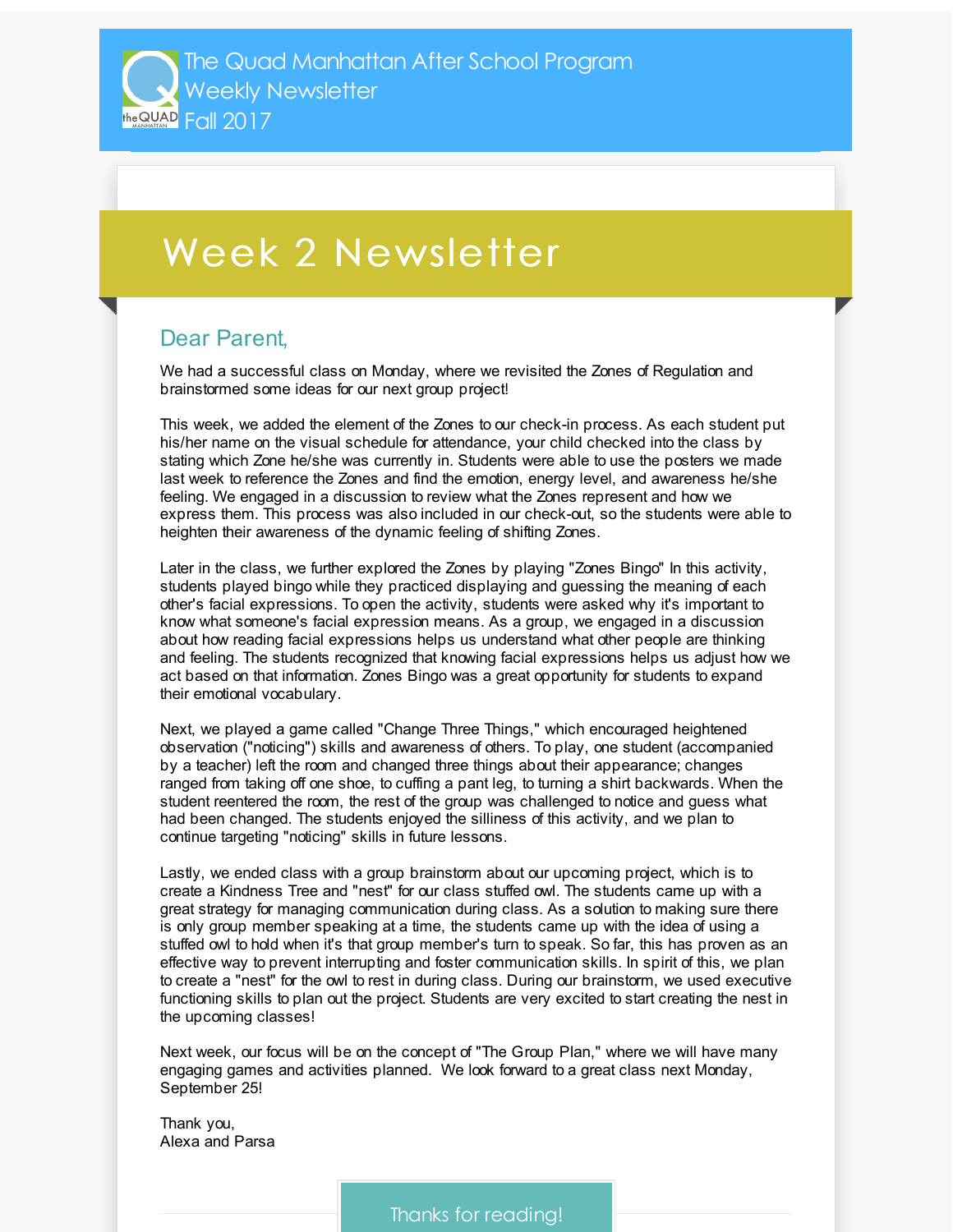The Quad Manhattan After School Program
Weekly Newsletter
Fall 2017

# Week 2 Newsletter

## Dear Parent,

We had a successful class on Monday, where we revisited the Zones of Regulation and brainstormed some ideas for our next group project!

This week, we added the element of the Zones to our check-in process. As each student put his/her name on the visual schedule for attendance, your child checked into the class by stating which Zone he/she was currently in. Students were able to use the posters we made last week to reference the Zones and find the emotion, energy level, and awareness he/she feeling. We engaged in a discussion to review what the Zones represent and how we express them. This process was also included in our check-out, so the students were able to heighten their awareness of the dynamic feeling of shifting Zones.

Later in the class, we further explored the Zones by playing "Zones Bingo" In this activity, students played bingo while they practiced displaying and guessing the meaning of each other's facial expressions. To open the activity, students were asked why it's important to know what someone's facial expression means. As a group, we engaged in a discussion about how reading facial expressions helps us understand what other people are thinking and feeling. The students recognized that knowing facial expressions helps us adjust how we act based on that information. Zones Bingo was a great opportunity for students to expand their emotional vocabulary.

Next, we played a game called "Change Three Things," which encouraged heightened observation ("noticing") skills and awareness of others. To play, one student (accompanied by a teacher) left the room and changed three things about their appearance; changes ranged from taking off one shoe, to cuffing a pant leg, to turning a shirt backwards. When the student reentered the room, the rest of the group was challenged to notice and guess what had been changed. The students enjoyed the silliness of this activity, and we plan to continue targeting "noticing" skills in future lessons.

Lastly, we ended class with a group brainstorm about our upcoming project, which is to create a Kindness Tree and "nest" for our class stuffed owl. The students came up with a great strategy for managing communication during class. As a solution to making sure there is only group member speaking at a time, the students came up with the idea of using a stuffed owl to hold when it's that group member's turn to speak. So far, this has proven as an effective way to prevent interrupting and foster communication skills. In spirit of this, we plan to create a "nest" for the owl to rest in during class. During our brainstorm, we used executive functioning skills to plan out the project. Students are very excited to start creating the nest in the upcoming classes!

Next week, our focus will be on the concept of "The Group Plan," where we will have many engaging games and activities planned. We look forward to a great class next Monday, September 25!

Thank you,
Alexa and Parsa

Thanks for reading!